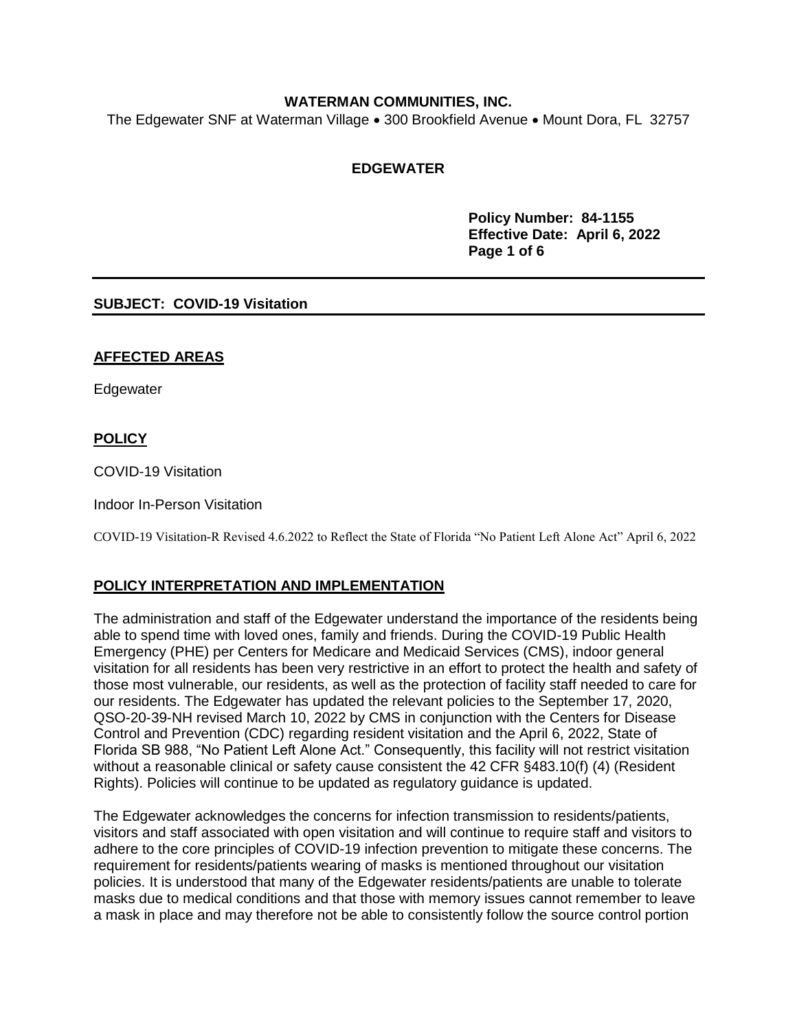**WATERMAN COMMUNITIES, INC.**

The Edgewater SNF at Waterman Village • 300 Brookfield Avenue • Mount Dora, FL 32757

**EDGEWATER**

**Policy Number: 84-1155**
**Effective Date: April 6, 2022**

---

**SUBJECT: COVID-19 Visitation**

---

## AFFECTED AREAS

Edgewater

## POLICY

COVID-19 Visitation

Indoor In-Person Visitation

COVID-19 Visitation-R Revised 4.6.2022 to Reflect the State of Florida "No Patient Left Alone Act" April 6, 2022

## POLICY INTERPRETATION AND IMPLEMENTATION

The administration and staff of the Edgewater understand the importance of the residents being able to spend time with loved ones, family and friends. During the COVID-19 Public Health Emergency (PHE) per Centers for Medicare and Medicaid Services (CMS), indoor general visitation for all residents has been very restrictive in an effort to protect the health and safety of those most vulnerable, our residents, as well as the protection of facility staff needed to care for our residents. The Edgewater has updated the relevant policies to the September 17, 2020, QSO-20-39-NH revised March 10, 2022 by CMS in conjunction with the Centers for Disease Control and Prevention (CDC) regarding resident visitation and the April 6, 2022, State of Florida SB 988, "No Patient Left Alone Act." Consequently, this facility will not restrict visitation without a reasonable clinical or safety cause consistent the 42 CFR §483.10(f) (4) (Resident Rights). Policies will continue to be updated as regulatory guidance is updated.

The Edgewater acknowledges the concerns for infection transmission to residents/patients, visitors and staff associated with open visitation and will continue to require staff and visitors to adhere to the core principles of COVID-19 infection prevention to mitigate these concerns. The requirement for residents/patients wearing of masks is mentioned throughout our visitation policies. It is understood that many of the Edgewater residents/patients are unable to tolerate masks due to medical conditions and that those with memory issues cannot remember to leave a mask in place and may therefore not be able to consistently follow the source control portion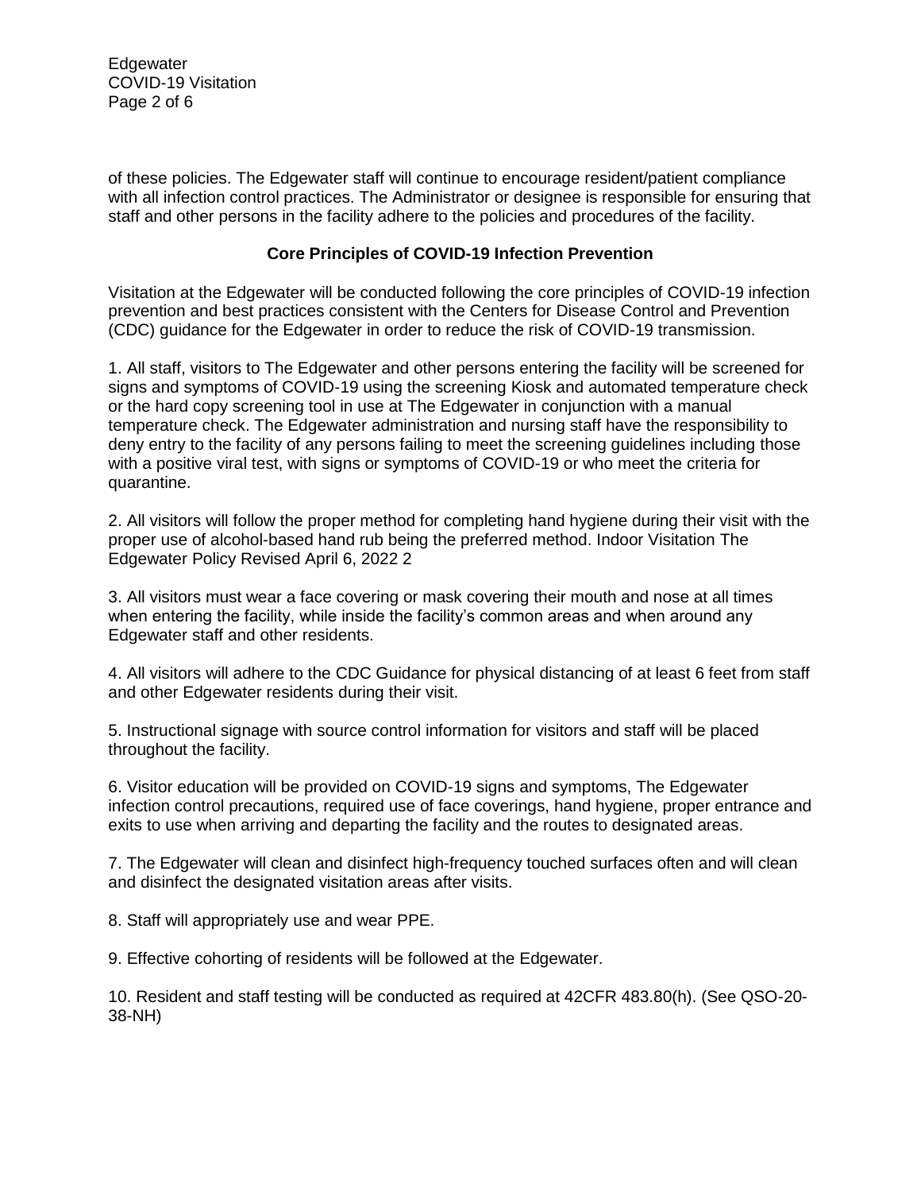of these policies. The Edgewater staff will continue to encourage resident/patient compliance with all infection control practices. The Administrator or designee is responsible for ensuring that staff and other persons in the facility adhere to the policies and procedures of the facility.

## Core Principles of COVID-19 Infection Prevention

Visitation at the Edgewater will be conducted following the core principles of COVID-19 infection prevention and best practices consistent with the Centers for Disease Control and Prevention (CDC) guidance for the Edgewater in order to reduce the risk of COVID-19 transmission.

1. All staff, visitors to The Edgewater and other persons entering the facility will be screened for signs and symptoms of COVID-19 using the screening Kiosk and automated temperature check or the hard copy screening tool in use at The Edgewater in conjunction with a manual temperature check. The Edgewater administration and nursing staff have the responsibility to deny entry to the facility of any persons failing to meet the screening guidelines including those with a positive viral test, with signs or symptoms of COVID-19 or who meet the criteria for quarantine.

2. All visitors will follow the proper method for completing hand hygiene during their visit with the proper use of alcohol-based hand rub being the preferred method. Indoor Visitation The Edgewater Policy Revised April 6, 2022 2

3. All visitors must wear a face covering or mask covering their mouth and nose at all times when entering the facility, while inside the facility's common areas and when around any Edgewater staff and other residents.

4. All visitors will adhere to the CDC Guidance for physical distancing of at least 6 feet from staff and other Edgewater residents during their visit.

5. Instructional signage with source control information for visitors and staff will be placed throughout the facility.

6. Visitor education will be provided on COVID-19 signs and symptoms, The Edgewater infection control precautions, required use of face coverings, hand hygiene, proper entrance and exits to use when arriving and departing the facility and the routes to designated areas.

7. The Edgewater will clean and disinfect high-frequency touched surfaces often and will clean and disinfect the designated visitation areas after visits.

8. Staff will appropriately use and wear PPE.

9. Effective cohorting of residents will be followed at the Edgewater.

10. Resident and staff testing will be conducted as required at 42CFR 483.80(h). (See QSO-20-38-NH)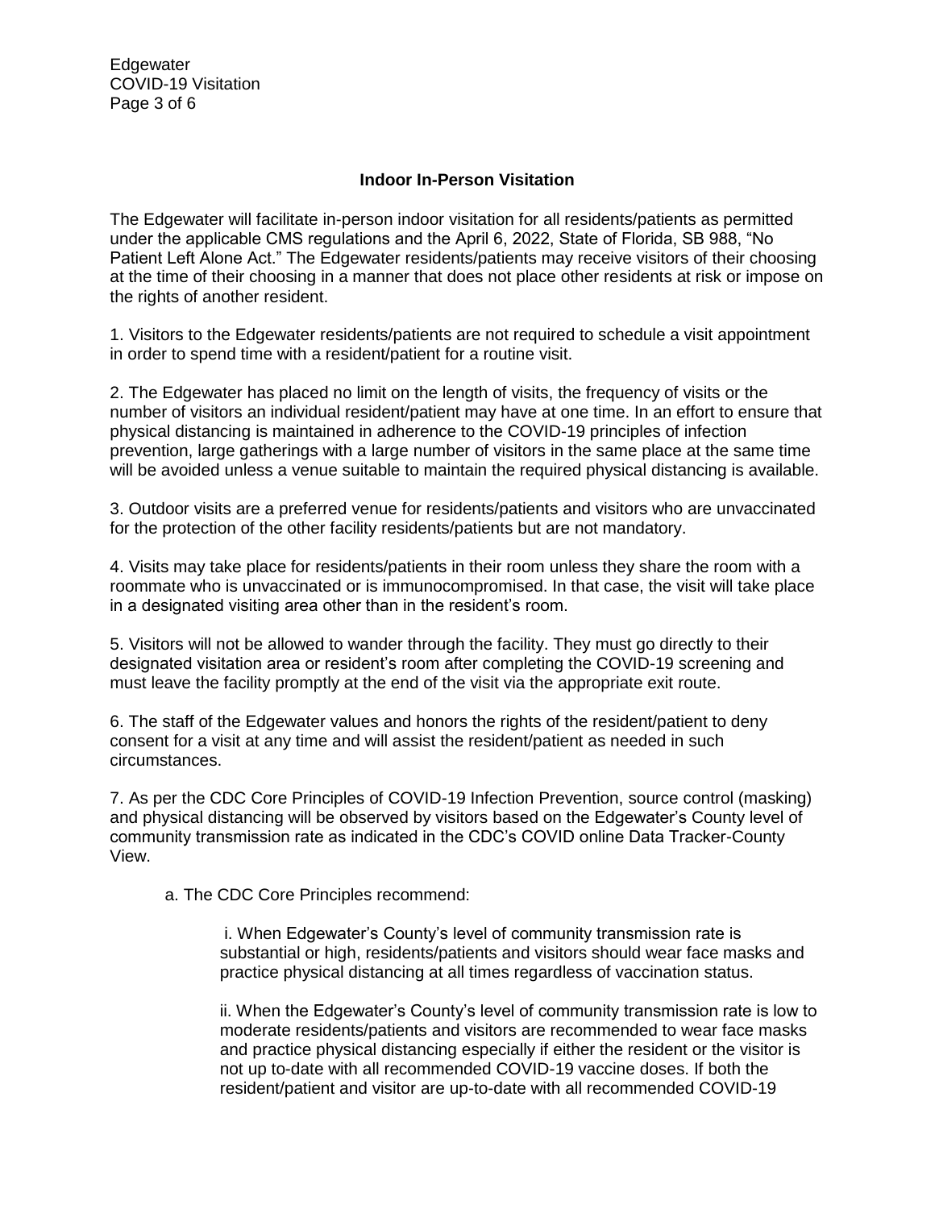## Indoor In-Person Visitation

The Edgewater will facilitate in-person indoor visitation for all residents/patients as permitted under the applicable CMS regulations and the April 6, 2022, State of Florida, SB 988, "No Patient Left Alone Act." The Edgewater residents/patients may receive visitors of their choosing at the time of their choosing in a manner that does not place other residents at risk or impose on the rights of another resident.

1. Visitors to the Edgewater residents/patients are not required to schedule a visit appointment in order to spend time with a resident/patient for a routine visit.

2. The Edgewater has placed no limit on the length of visits, the frequency of visits or the number of visitors an individual resident/patient may have at one time. In an effort to ensure that physical distancing is maintained in adherence to the COVID-19 principles of infection prevention, large gatherings with a large number of visitors in the same place at the same time will be avoided unless a venue suitable to maintain the required physical distancing is available.

3. Outdoor visits are a preferred venue for residents/patients and visitors who are unvaccinated for the protection of the other facility residents/patients but are not mandatory.

4. Visits may take place for residents/patients in their room unless they share the room with a roommate who is unvaccinated or is immunocompromised. In that case, the visit will take place in a designated visiting area other than in the resident's room.

5. Visitors will not be allowed to wander through the facility. They must go directly to their designated visitation area or resident's room after completing the COVID-19 screening and must leave the facility promptly at the end of the visit via the appropriate exit route.

6. The staff of the Edgewater values and honors the rights of the resident/patient to deny consent for a visit at any time and will assist the resident/patient as needed in such circumstances.

7. As per the CDC Core Principles of COVID-19 Infection Prevention, source control (masking) and physical distancing will be observed by visitors based on the Edgewater's County level of community transmission rate as indicated in the CDC's COVID online Data Tracker-County View.

   a. The CDC Core Principles recommend:

      i. When Edgewater's County's level of community transmission rate is substantial or high, residents/patients and visitors should wear face masks and practice physical distancing at all times regardless of vaccination status.

      ii. When the Edgewater's County's level of community transmission rate is low to moderate residents/patients and visitors are recommended to wear face masks and practice physical distancing especially if either the resident or the visitor is not up to-date with all recommended COVID-19 vaccine doses. If both the resident/patient and visitor are up-to-date with all recommended COVID-19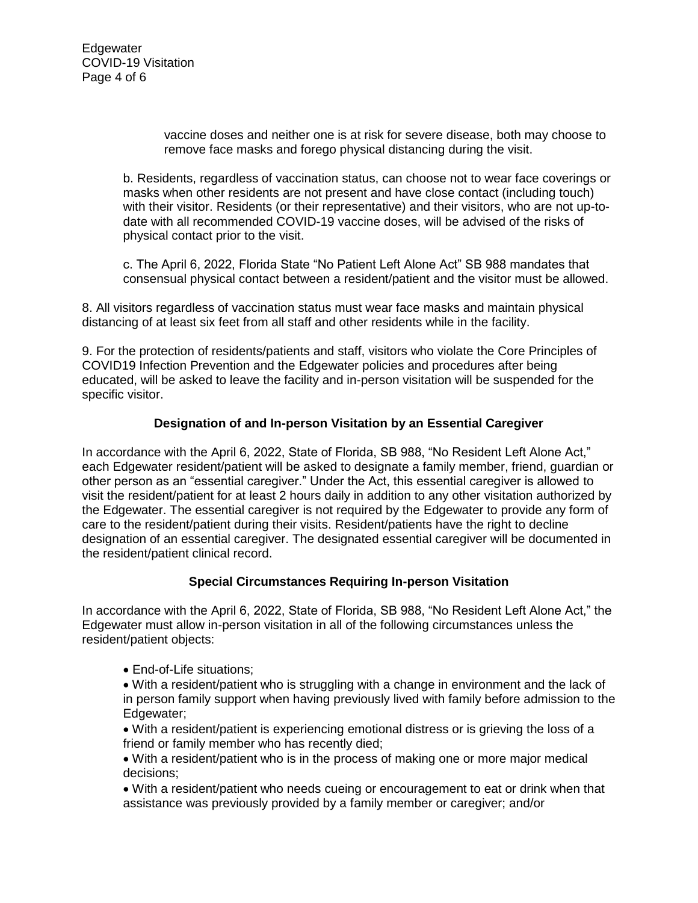vaccine doses and neither one is at risk for severe disease, both may choose to remove face masks and forego physical distancing during the visit.

b. Residents, regardless of vaccination status, can choose not to wear face coverings or masks when other residents are not present and have close contact (including touch) with their visitor. Residents (or their representative) and their visitors, who are not up-to-date with all recommended COVID-19 vaccine doses, will be advised of the risks of physical contact prior to the visit.

c. The April 6, 2022, Florida State "No Patient Left Alone Act" SB 988 mandates that consensual physical contact between a resident/patient and the visitor must be allowed.

8. All visitors regardless of vaccination status must wear face masks and maintain physical distancing of at least six feet from all staff and other residents while in the facility.

9. For the protection of residents/patients and staff, visitors who violate the Core Principles of COVID19 Infection Prevention and the Edgewater policies and procedures after being educated, will be asked to leave the facility and in-person visitation will be suspended for the specific visitor.

## Designation of and In-person Visitation by an Essential Caregiver

In accordance with the April 6, 2022, State of Florida, SB 988, "No Resident Left Alone Act," each Edgewater resident/patient will be asked to designate a family member, friend, guardian or other person as an "essential caregiver." Under the Act, this essential caregiver is allowed to visit the resident/patient for at least 2 hours daily in addition to any other visitation authorized by the Edgewater. The essential caregiver is not required by the Edgewater to provide any form of care to the resident/patient during their visits. Resident/patients have the right to decline designation of an essential caregiver. The designated essential caregiver will be documented in the resident/patient clinical record.

## Special Circumstances Requiring In-person Visitation

In accordance with the April 6, 2022, State of Florida, SB 988, "No Resident Left Alone Act," the Edgewater must allow in-person visitation in all of the following circumstances unless the resident/patient objects:

- End-of-Life situations;
- With a resident/patient who is struggling with a change in environment and the lack of in person family support when having previously lived with family before admission to the Edgewater;
- With a resident/patient is experiencing emotional distress or is grieving the loss of a friend or family member who has recently died;
- With a resident/patient who is in the process of making one or more major medical decisions;
- With a resident/patient who needs cueing or encouragement to eat or drink when that assistance was previously provided by a family member or caregiver; and/or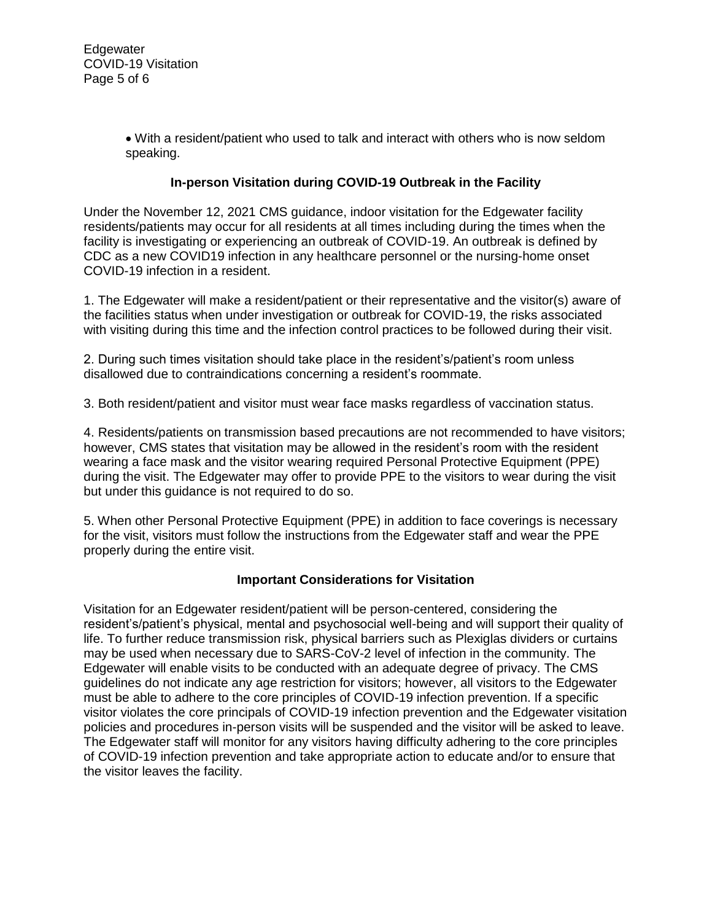- With a resident/patient who used to talk and interact with others who is now seldom speaking.

### In-person Visitation during COVID-19 Outbreak in the Facility

Under the November 12, 2021 CMS guidance, indoor visitation for the Edgewater facility residents/patients may occur for all residents at all times including during the times when the facility is investigating or experiencing an outbreak of COVID-19. An outbreak is defined by CDC as a new COVID19 infection in any healthcare personnel or the nursing-home onset COVID-19 infection in a resident.

1. The Edgewater will make a resident/patient or their representative and the visitor(s) aware of the facilities status when under investigation or outbreak for COVID-19, the risks associated with visiting during this time and the infection control practices to be followed during their visit.

2. During such times visitation should take place in the resident's/patient's room unless disallowed due to contraindications concerning a resident's roommate.

3. Both resident/patient and visitor must wear face masks regardless of vaccination status.

4. Residents/patients on transmission based precautions are not recommended to have visitors; however, CMS states that visitation may be allowed in the resident's room with the resident wearing a face mask and the visitor wearing required Personal Protective Equipment (PPE) during the visit. The Edgewater may offer to provide PPE to the visitors to wear during the visit but under this guidance is not required to do so.

5. When other Personal Protective Equipment (PPE) in addition to face coverings is necessary for the visit, visitors must follow the instructions from the Edgewater staff and wear the PPE properly during the entire visit.

### Important Considerations for Visitation

Visitation for an Edgewater resident/patient will be person-centered, considering the resident's/patient's physical, mental and psychosocial well-being and will support their quality of life. To further reduce transmission risk, physical barriers such as Plexiglas dividers or curtains may be used when necessary due to SARS-CoV-2 level of infection in the community. The Edgewater will enable visits to be conducted with an adequate degree of privacy. The CMS guidelines do not indicate any age restriction for visitors; however, all visitors to the Edgewater must be able to adhere to the core principles of COVID-19 infection prevention. If a specific visitor violates the core principals of COVID-19 infection prevention and the Edgewater visitation policies and procedures in-person visits will be suspended and the visitor will be asked to leave. The Edgewater staff will monitor for any visitors having difficulty adhering to the core principles of COVID-19 infection prevention and take appropriate action to educate and/or to ensure that the visitor leaves the facility.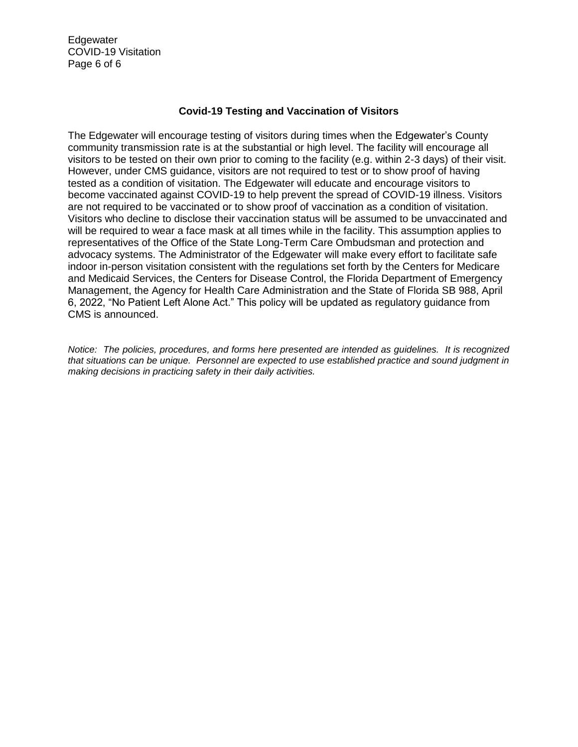## Covid-19 Testing and Vaccination of Visitors

The Edgewater will encourage testing of visitors during times when the Edgewater's County community transmission rate is at the substantial or high level. The facility will encourage all visitors to be tested on their own prior to coming to the facility (e.g. within 2-3 days) of their visit. However, under CMS guidance, visitors are not required to test or to show proof of having tested as a condition of visitation. The Edgewater will educate and encourage visitors to become vaccinated against COVID-19 to help prevent the spread of COVID-19 illness. Visitors are not required to be vaccinated or to show proof of vaccination as a condition of visitation. Visitors who decline to disclose their vaccination status will be assumed to be unvaccinated and will be required to wear a face mask at all times while in the facility. This assumption applies to representatives of the Office of the State Long-Term Care Ombudsman and protection and advocacy systems. The Administrator of the Edgewater will make every effort to facilitate safe indoor in-person visitation consistent with the regulations set forth by the Centers for Medicare and Medicaid Services, the Centers for Disease Control, the Florida Department of Emergency Management, the Agency for Health Care Administration and the State of Florida SB 988, April 6, 2022, "No Patient Left Alone Act." This policy will be updated as regulatory guidance from CMS is announced.

*Notice: The policies, procedures, and forms here presented are intended as guidelines. It is recognized that situations can be unique. Personnel are expected to use established practice and sound judgment in making decisions in practicing safety in their daily activities.*